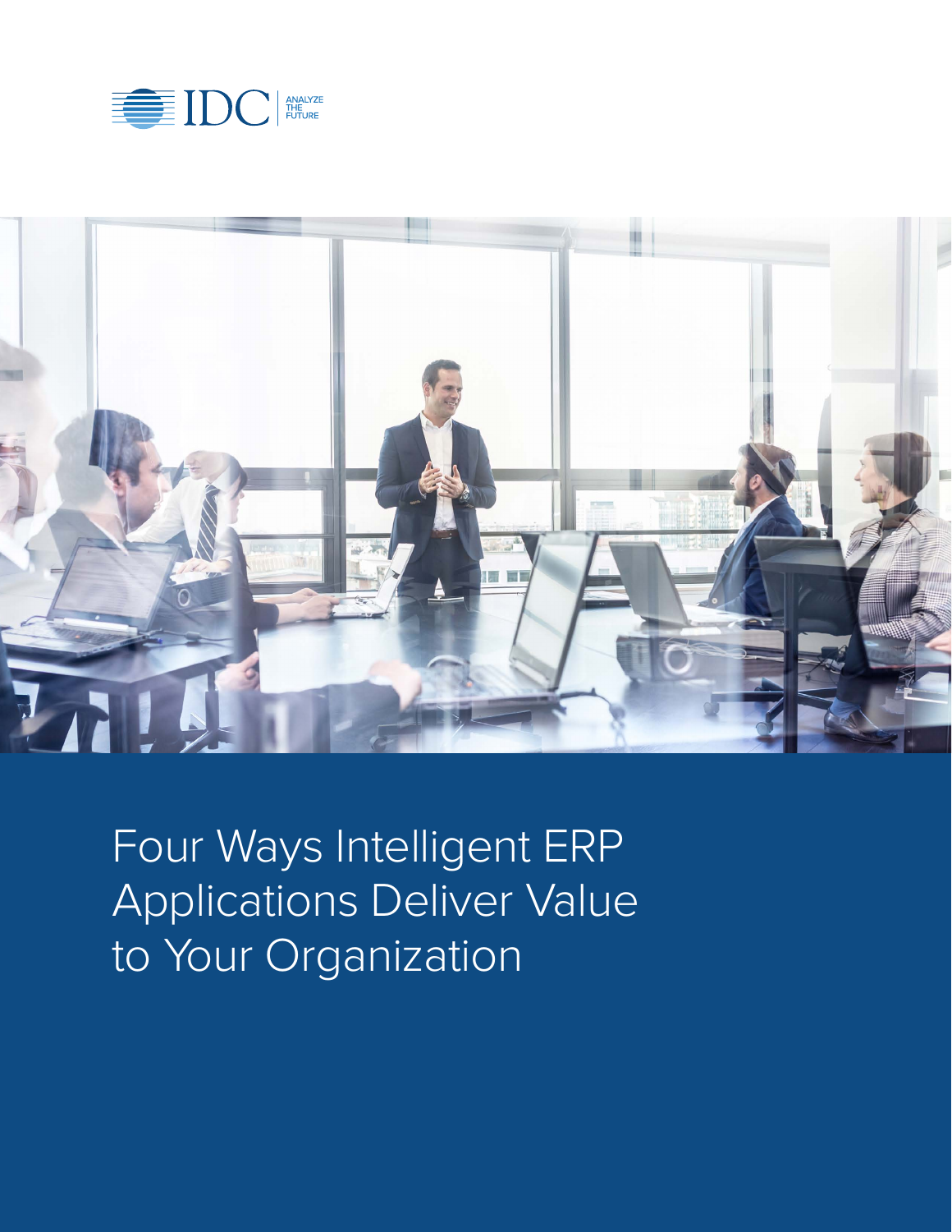IDC | ANALYZE THE FUTURE

# Four Ways Intelligent ERP Applications Deliver Value to Your Organization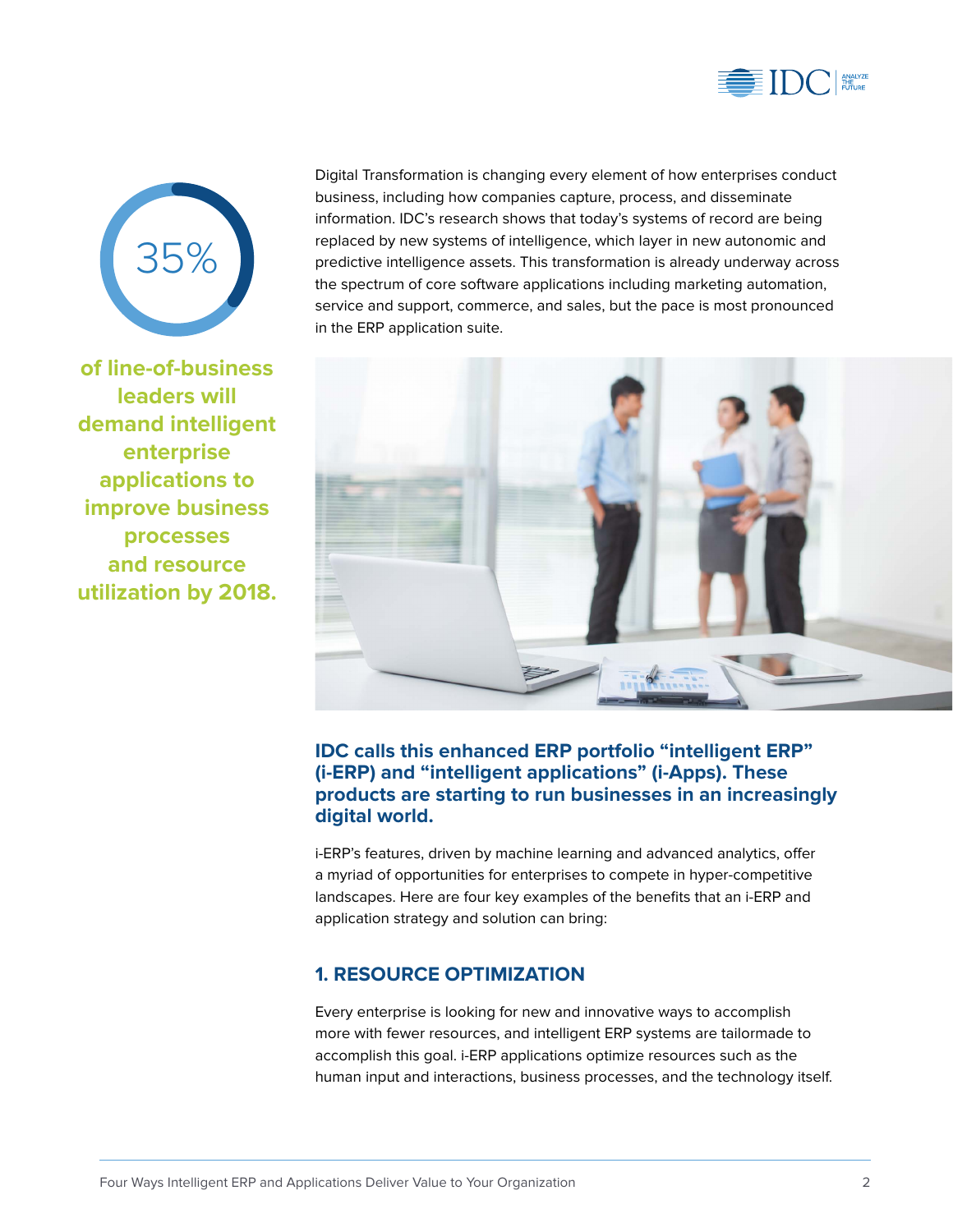35%

**of line-of-business leaders will demand intelligent enterprise applications to improve business processes and resource utilization by 2018.**

Digital Transformation is changing every element of how enterprises conduct business, including how companies capture, process, and disseminate information. IDC's research shows that today's systems of record are being replaced by new systems of intelligence, which layer in new autonomic and predictive intelligence assets. This transformation is already underway across the spectrum of core software applications including marketing automation, service and support, commerce, and sales, but the pace is most pronounced in the ERP application suite.

**IDC calls this enhanced ERP portfolio "intelligent ERP" (i-ERP) and "intelligent applications" (i-Apps). These products are starting to run businesses in an increasingly digital world.**

i-ERP's features, driven by machine learning and advanced analytics, offer a myriad of opportunities for enterprises to compete in hyper-competitive landscapes. Here are four key examples of the benefits that an i-ERP and application strategy and solution can bring:

## 1. RESOURCE OPTIMIZATION

Every enterprise is looking for new and innovative ways to accomplish more with fewer resources, and intelligent ERP systems are tailormade to accomplish this goal. i-ERP applications optimize resources such as the human input and interactions, business processes, and the technology itself.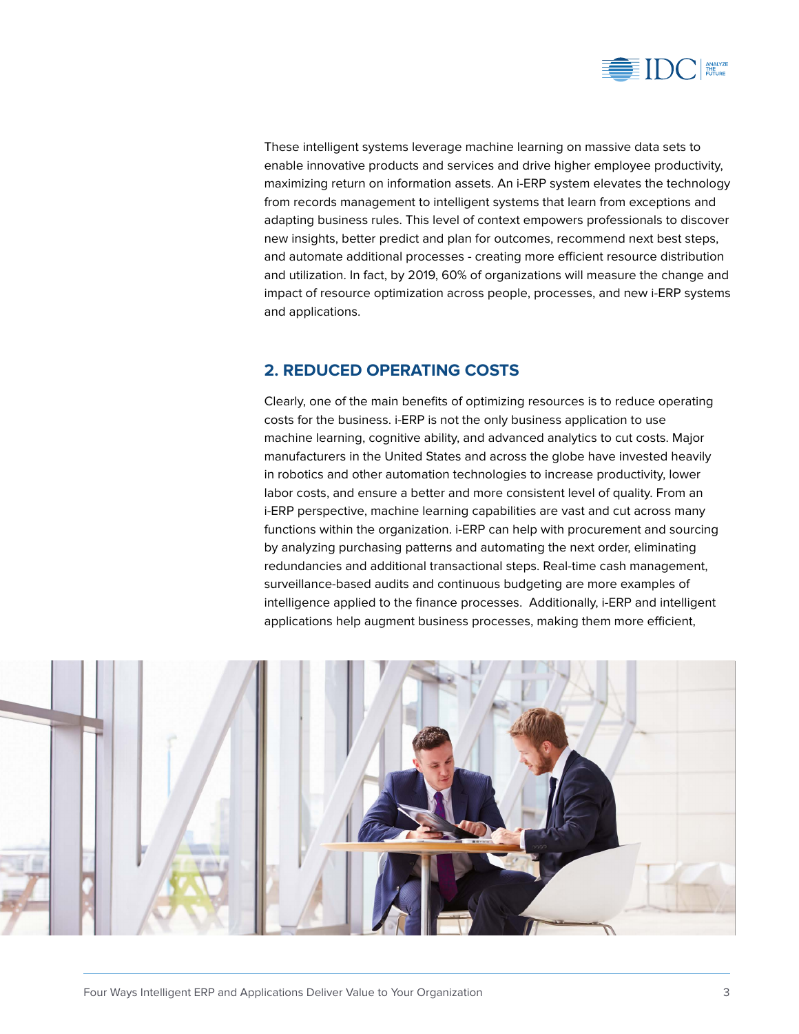These intelligent systems leverage machine learning on massive data sets to enable innovative products and services and drive higher employee productivity, maximizing return on information assets. An i-ERP system elevates the technology from records management to intelligent systems that learn from exceptions and adapting business rules. This level of context empowers professionals to discover new insights, better predict and plan for outcomes, recommend next best steps, and automate additional processes - creating more efficient resource distribution and utilization. In fact, by 2019, 60% of organizations will measure the change and impact of resource optimization across people, processes, and new i-ERP systems and applications.

## 2. REDUCED OPERATING COSTS

Clearly, one of the main benefits of optimizing resources is to reduce operating costs for the business. i-ERP is not the only business application to use machine learning, cognitive ability, and advanced analytics to cut costs. Major manufacturers in the United States and across the globe have invested heavily in robotics and other automation technologies to increase productivity, lower labor costs, and ensure a better and more consistent level of quality. From an i-ERP perspective, machine learning capabilities are vast and cut across many functions within the organization. i-ERP can help with procurement and sourcing by analyzing purchasing patterns and automating the next order, eliminating redundancies and additional transactional steps. Real-time cash management, surveillance-based audits and continuous budgeting are more examples of intelligence applied to the finance processes. Additionally, i-ERP and intelligent applications help augment business processes, making them more efficient,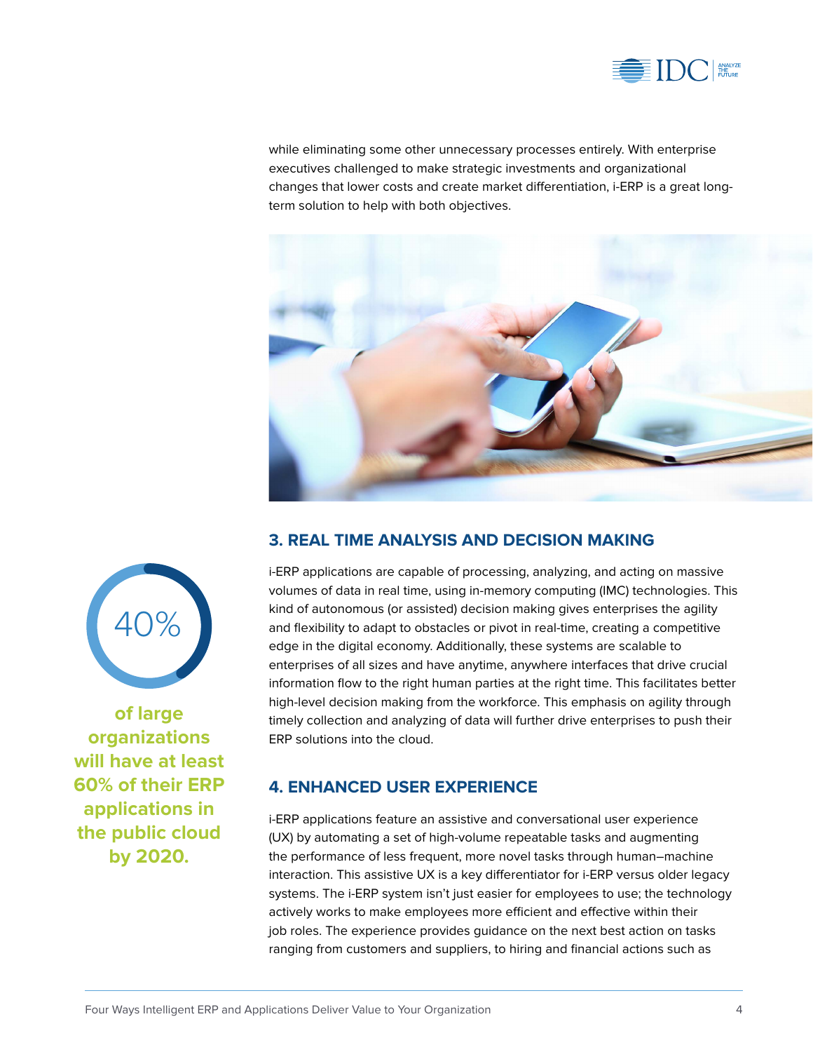while eliminating some other unnecessary processes entirely. With enterprise executives challenged to make strategic investments and organizational changes that lower costs and create market differentiation, i-ERP is a great long-term solution to help with both objectives.

## 3. REAL TIME ANALYSIS AND DECISION MAKING

i-ERP applications are capable of processing, analyzing, and acting on massive volumes of data in real time, using in-memory computing (IMC) technologies. This kind of autonomous (or assisted) decision making gives enterprises the agility and flexibility to adapt to obstacles or pivot in real-time, creating a competitive edge in the digital economy. Additionally, these systems are scalable to enterprises of all sizes and have anytime, anywhere interfaces that drive crucial information flow to the right human parties at the right time. This facilitates better high-level decision making from the workforce. This emphasis on agility through timely collection and analyzing of data will further drive enterprises to push their ERP solutions into the cloud.

40%

**of large organizations will have at least 60% of their ERP applications in the public cloud by 2020.**

## 4. ENHANCED USER EXPERIENCE

i-ERP applications feature an assistive and conversational user experience (UX) by automating a set of high-volume repeatable tasks and augmenting the performance of less frequent, more novel tasks through human–machine interaction. This assistive UX is a key differentiator for i-ERP versus older legacy systems. The i-ERP system isn't just easier for employees to use; the technology actively works to make employees more efficient and effective within their job roles. The experience provides guidance on the next best action on tasks ranging from customers and suppliers, to hiring and financial actions such as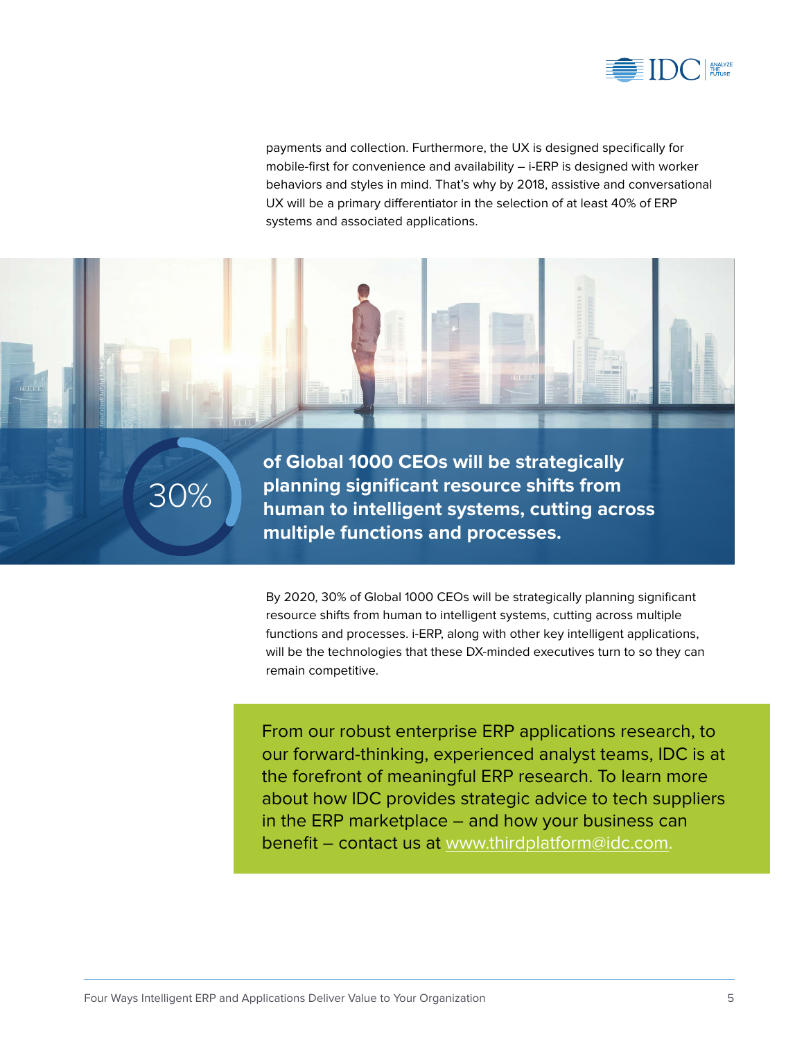payments and collection. Furthermore, the UX is designed specifically for mobile-first for convenience and availability – i-ERP is designed with worker behaviors and styles in mind. That's why by 2018, assistive and conversational UX will be a primary differentiator in the selection of at least 40% of ERP systems and associated applications.

30%

**of Global 1000 CEOs will be strategically planning significant resource shifts from human to intelligent systems, cutting across multiple functions and processes.**

By 2020, 30% of Global 1000 CEOs will be strategically planning significant resource shifts from human to intelligent systems, cutting across multiple functions and processes. i-ERP, along with other key intelligent applications, will be the technologies that these DX-minded executives turn to so they can remain competitive.

From our robust enterprise ERP applications research, to our forward-thinking, experienced analyst teams, IDC is at the forefront of meaningful ERP research. To learn more about how IDC provides strategic advice to tech suppliers in the ERP marketplace – and how your business can benefit – contact us at www.thirdplatform@idc.com.